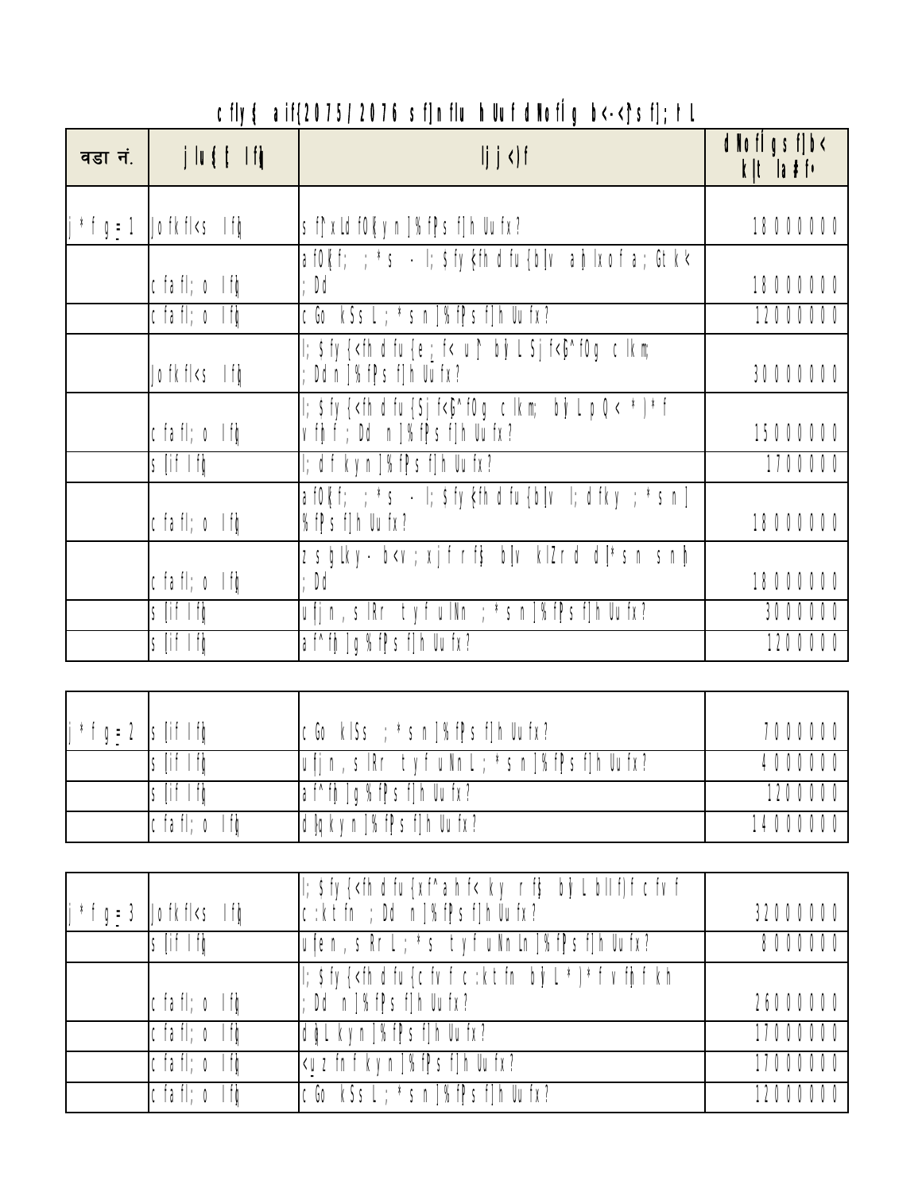## cfly{ aif{2075/2076 sf]nflu hUuf dNofÍg b<-<]sf]; tL

| वडा नं. | jlu{ [ lf]] | ljj<)f | dNofÍgsf]b< k|lt la#f• |
|---|---|---|---|
| j*fg=1 | Jofkfl<s lf] | sf]xLdf0{yn]%f]sf]h Uufx? | 18000000 |
| | cfafl;o lf] | af0{f; ;*s - l;$fy{fh dfu{b|v a]lxofa;Gtk< ;Dd | 18000000 |
| | cfafl;o lf] | cGo kSsL ;*sn]%f]sf]h Uufx? | 12000000 |
| | Jofkfl<s lf] | l;$fy{<fh dfu{e_f< u]' b]L Sjf<ß^f0g clkm; ;Ddn]%f]sf]h Uufx? | 30000000 |
| | cfafl;o lf] | l;$fy{<fh dfu{Sjf<ß^f0g clkm; b]L pQ<*]*f vf]f;Ddn]%f]sf]h Uufx? | 15000000 |
| | s[if lf] | l;dfkyn]%f]sf]h Uufx? | 1700000 |
| | cfafl;o lf] | af0{f; ;*s - l;$fy{fh dfu{b|v l;dfky ;*sn] %f]sf]h Uufx? | 18000000 |
| | cfafl;o lf] | zs]lky- b<v;xjfrf$ b|v klZrd d]*sn sn] ;Dd | 18000000 |
| | s[if lf] | ufjn,slRr tyfulNn ;*sn]%f]sf]h Uufx? | 3000000 |
| | s[if lf] | af^f]]g%f]sf]h Uufx? | 1200000 |

| j*fg=2 | s[if lf] | cGo klSs ;*sn]%f]sf]h Uufx? | 7000000 |
|---|---|---|---|
| | s[if lf] | ufjn,slRr tyfuNnL;*sn]%f]sf]h Uufx? | 4000000 |
| | s[if lf] | af^f]]g%f]sf]h Uufx? | 1200000 |
| | cfafl;o lf] | d]qkyn]%f]sf]h Uufx? | 14000000 |

| j*fg=3 | Jofkfl<s lf] | l;$fy{<fh dfu{xf^ahf< ky rf$ b]L bllf)f cfvf c:ktfn ;Ddn]%f]sf]h Uufx? | 32000000 |
|---|---|---|---|
| | s[if lf] | ufen,sRrL;*s tyfuNnLn]%f]sf]h Uufx? | 8000000 |
| | cfafl;o lf] | l;$fy{<fh dfu{cfvf c:ktfn b]L*]*f vf]fkh ;Ddn]%f]sf]h Uufx? | 26000000 |
| | cfafl;o lf] | d]L kyn]%f]sf]h Uufx? | 17000000 |
| | cfafl;o lf] | <u_zfnfkyn]%f]sf]h Uufx? | 17000000 |
| | cfafl;o lf] | cGo kSsL;*sn]%f]sf]h Uufx? | 12000000 |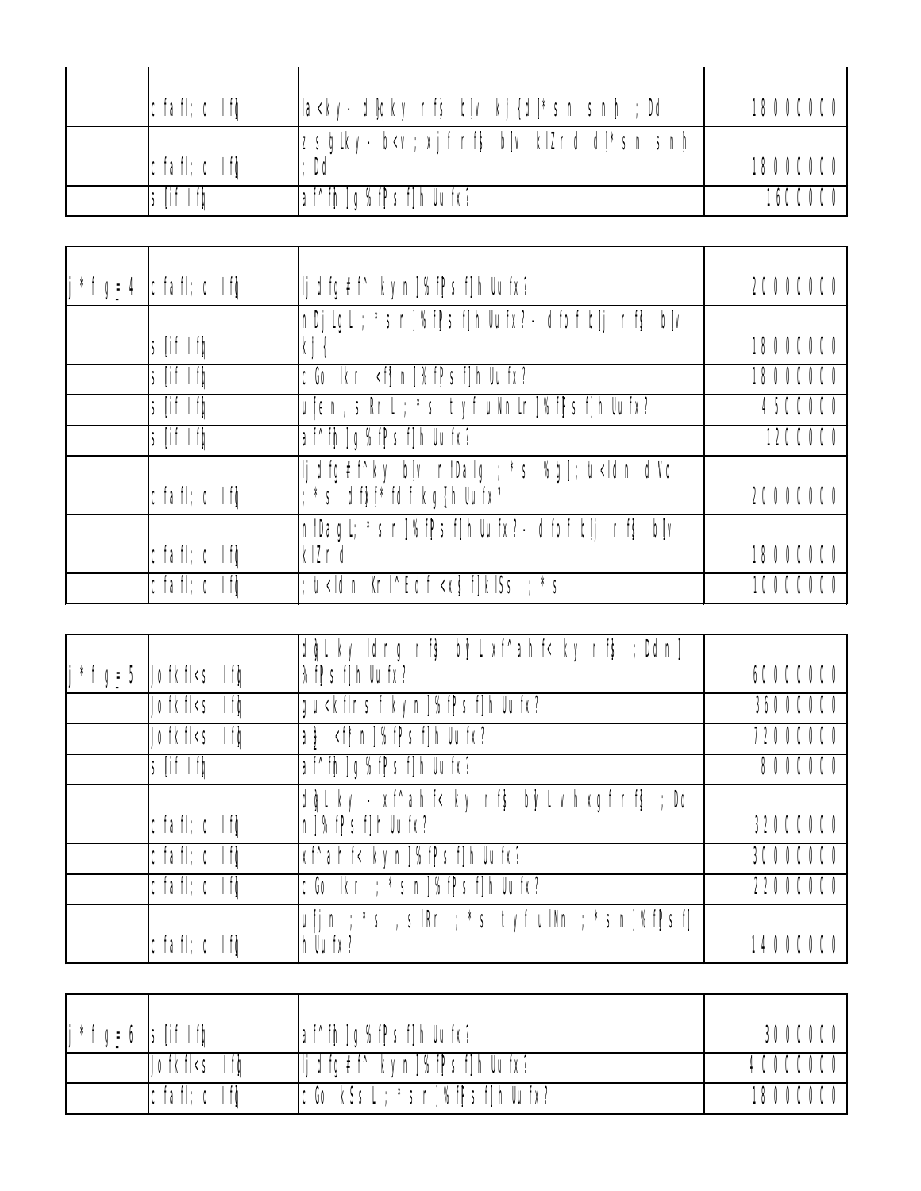| | | | |
|---|---|---|---|
| | c fa fl; o lfh | la<ky- dhqky rf\$ b|v kj{d]\*sn snh ;Dd | 18000000 |
| | c fa fl; o lfh | zsh Lky- b<v ;xjfrf\$ b|v klZrd d]\*sn snh ;Dd | 18000000 |
| | s [if lfh | af^fh ]g%fPsf]h Uufx? | 1600000 |

| | | | |
|---|---|---|---|
| j\*fg= 4 | c fa fl; o lfh | lj dfg#f^ kyn]%fPsf]h Uufx? | 20000000 |
| | s [if lfh | nDj LgL;\*sn]%fPsf]h Uufx?- dfofb|j rf\$ b|v kj{ | 18000000 |
| | s [if lfh | cGo lkr <f\$n]%fPsf]h Uufx? | 18000000 |
| | s [if lfh | u fen,sRr L;\*s tyfuNnLn]%fPsf]h Uufx? | 4500000 |
| | s [if lfh | af^fh ]g%fPsf]h Uufx? | 1200000 |
| | c fa fl; o lfh | lj dfg#f^ky b|v n!Dalg ;\*s %g];u<ldn dVo ;\*s dfk\]f\*fdf kgIh Uufx? | 20000000 |
| | c fa fl; o lfh | n!DagL;\*sn]%fPsf]h Uufx?- dfofb|j rf\$ b|v klZrd | 18000000 |
| | c fa fl; o lfh | ;u<ldn Knl^Edf <x\$f]klSs ;\*s | 10000000 |

| | | | |
|---|---|---|---|
| j\*fg= 5 | Jofkfl<s lfh | dhL ky ldng rf\$ bhLxf^ahf< ky rf\$ ;Ddn]%fPsf]h Uufx? | 60000000 |
| | Jofkfl<s lfh | gu<kfln sfkyn]%fPsf]h Uufx? | 36000000 |
| | Jofkfl<s lfh | a\$ <f\$n]%fPsf]h Uufx? | 72000000 |
| | s [if lfh | af^fh ]g%fPsf]h Uufx? | 8000000 |
| | c fa fl; o lfh | dhLky -xf^ahf< ky rf\$ bhLvhxgfrf\$ ;Dd n]%fPsf]h Uufx? | 32000000 |
| | c fa fl; o lfh | xf^ahf< kyn]%fPsf]h Uufx? | 30000000 |
| | c fa fl; o lfh | cGo lkr ;\*sn]%fPsf]h Uufx? | 22000000 |
| | c fa fl; o lfh | ufjn ;\*s ,slRr ;\*s tyfulNn ;\*sn]%fPsf]h Uufx? | 14000000 |

| | | | |
|---|---|---|---|
| j\*fg= 6 | s [if lfh | af^fh ]g%fPsf]h Uufx? | 3000000 |
| | Jofkfl<s lfh | lj dfg#f^ kyn]%fPsf]h Uufx? | 40000000 |
| | c fa fl; o lfh | cGo kSsL;\*sn]%fPsf]h Uufx? | 18000000 |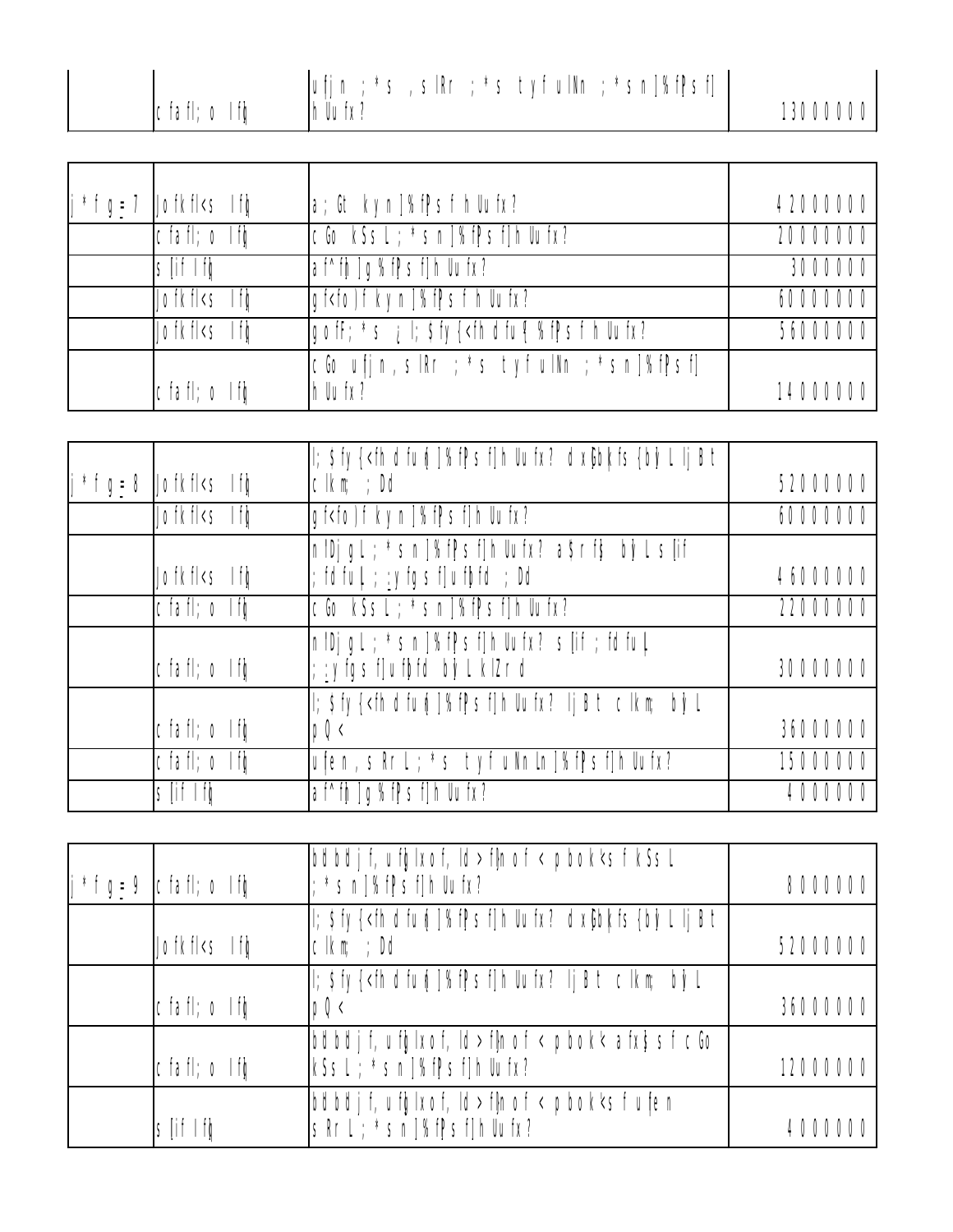|  |  |  |  |
|---|---|---|---|
|  | cfafl; o lfh | ufjn ;*s ,slRr ;*s tyfulNn ;*sn]%fPsf] hUufx? | 13000000 |

|  |  |  |  |
|---|---|---|---|
| j*fg=7 | Jofkfl<s lfh | a;Gt kyn]%fPsf hUufx? | 42000000 |
|  | cfafl; o lfh | cGo kSsL;*sn]%fPsf]hUufx? | 20000000 |
|  | s[if lfh | af^fh]g%fPsf]hUufx? | 3000000 |
|  | Jofkfl<s lfh | gf<fo)fkyn]%fPsf hUufx? | 60000000 |
|  | Jofkfl<s lfh | gofF;*s ¿l;$fy{<fh dfu{ %fPsf hUufx? | 56000000 |
|  | cfafl; o lfh | cGo ufjn,slRr ;*s tyfulNn ;*sn]%fPsf] hUufx? | 14000000 |

|  |  |  |  |
|---|---|---|---|
| j*fg=8 | Jofkfl<s lfh | l;$fy{<fh dfuü]%fPsf]hUufx? dxGbkfs{bÿL lj B t clkm; ;Dd | 52000000 |
|  | Jofkfl<s lfh | gf<fo)fkyn]%fPsf]hUufx? | 60000000 |
|  | Jofkfl<s lfh | nlDjgL;*sn]%fPsf]hUufx? a$rf$ bÿLs[if ;fdfuL; ;yfgsf]ufbfd ;Dd | 46000000 |
|  | cfafl; o lfh | cGo kSsL;*sn]%fPsf]hUufx? | 22000000 |
|  | cfafl; o lfh | nlDjgL;*sn]%fPsf]hUufx? s[if;fdfuL ;;yfgsf]ufbfd bÿLklZrd | 30000000 |
|  | cfafl; o lfh | l;$fy{<fh dfuü]%fPsf]hUufx? lj B t clkm; bÿL pQ< | 36000000 |
|  | cfafl; o lfh | ufen,sRrL;*s tyfuNnLn]%fPsf]hUufx? | 15000000 |
|  | s[if lfh | af^fh]g%fPsf]hUufx? | 4000000 |

|  |  |  |  |
|---|---|---|---|
| j*fg=9 | cfafl; o lfh | bÜbÜjf,ufhlxof,ld>fhnof<pbokÜsfkSsL ;*sn]%fPsf]hUufx? | 8000000 |
|  | Jofkfl<s lfh | l;$fy{<fh dfuü]%fPsf]hUufx? dxGbkfs{bÿL lj B t clkm; ;Dd | 52000000 |
|  | cfafl; o lfh | l;$fy{<fh dfuü]%fPsf]hUufx? lj B t clkm; bÿL pQ< | 36000000 |
|  | cfafl; o lfh | bÜbÜjf,ufhlxof,ld>fhnof<pbokÜafx$sfcGo kSsL;*sn]%fPsf]hUufx? | 12000000 |
|  | s[if lfh | bÜbÜjf,ufhlxof,ld>fhnof<pbokÜsfufen sRrL;*sn]%fPsf]hUufx? | 4000000 |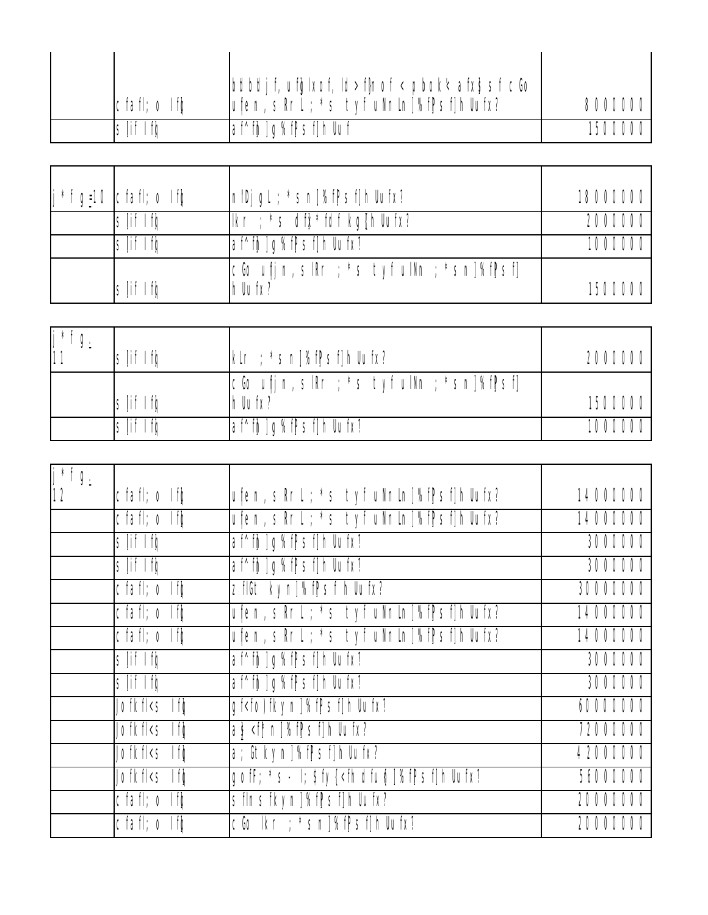| | c fa fl; o lfg | bd bd j f, u fg lxo f, ld > fgn o f < p bo k< a fx§ s f c Go u [en , s Rr L ; * s t y f u Nn Ln ] % fP s f] h Uu fx? | 8 0 0 0 0 0 0 |
|---|---|---|---|
| | s [if lfg | a f^ fh ] g % fP s f] h Uu f | 1 5 0 0 0 0 0 |

| j * f g -10 | c fa fl; o lfg | n lDj g L ; * s n ] % fP s f] h Uu fx? | 1 8 0 0 0 0 0 0 |
|---|---|---|---|
| | s [if lfg | lkr ; * s d fk * fd f kg [h Uu fx? | 2 0 0 0 0 0 0 |
| | s [if lfg | a f^ fh ] g % fP s f] h Uu fx? | 1 0 0 0 0 0 0 |
| | s [if lfg | c Go u fj n , s lRr ; * s t y f u lNn ; * s n ] % fP s f] h Uu fx? | 1 5 0 0 0 0 0 |

| j * f g - 1 1 | s [if lfg | kLr ; * s n ] % fP s f] h Uu fx? | 2 0 0 0 0 0 0 |
|---|---|---|---|
| | s [if lfg | c Go u fj n , s lRr ; * s t y f u lNn ; * s n ] % fP s f] h Uu fx? | 1 5 0 0 0 0 0 |
| | s [if lfg | a f^ fh ] g % fP s f] h Uu fx? | 1 0 0 0 0 0 0 |

| j * f g - 1 2 | c fa fl; o lfg | u [en , s Rr L ; * s t y f u Nn Ln ] % fP s f] h Uu fx? | 1 4 0 0 0 0 0 0 |
|---|---|---|---|
| | c fa fl; o lfg | u [en , s Rr L ; * s t y f u Nn Ln ] % fP s f] h Uu fx? | 1 4 0 0 0 0 0 0 |
| | s [if lfg | a f^ fh ] g % fP s f] h Uu fx? | 3 0 0 0 0 0 0 |
| | s [if lfg | a f^ fh ] g % fP s f] h Uu fx? | 3 0 0 0 0 0 0 |
| | c fa fl; o lfg | z flGt k y n ] % fP s f h Uu fx? | 3 0 0 0 0 0 0 0 |
| | c fa fl; o lfg | u [en , s Rr L ; * s t y f u Nn Ln ] % fP s f] h Uu fx? | 1 4 0 0 0 0 0 0 |
| | c fa fl; o lfg | u [en , s Rr L ; * s t y f u Nn Ln ] % fP s f] h Uu fx? | 1 4 0 0 0 0 0 0 |
| | s [if lfg | a f^ fh ] g % fP s f] h Uu fx? | 3 0 0 0 0 0 0 |
| | s [if lfg | a f^ fh ] g % fP s f] h Uu fx? | 3 0 0 0 0 0 0 |
| | Jo fk fl<s lfg | g f<fo ] fk y n ] % fP s f] h Uu fx? | 6 0 0 0 0 0 0 0 |
| | Jo fk fl<s lfg | a § <f} n ] % fP s f] h Uu fx? | 7 2 0 0 0 0 0 0 |
| | Jo fk fl<s lfg | a ; Gt k y n ] % fP s f] h Uu fx? | 4 2 0 0 0 0 0 0 |
| | Jo fk fl<s lfg | g o fF; * s - l; \$ fy {<fh d fu ô ] % fP s f] h Uu fx? | 5 6 0 0 0 0 0 0 |
| | c fa fl; o lfg | s fln s fk y n ] % fP s f] h Uu fx? | 2 0 0 0 0 0 0 0 |
| | c fa fl; o lfg | c Go lkr ; * s n ] % fP s f] h Uu fx? | 2 0 0 0 0 0 0 0 |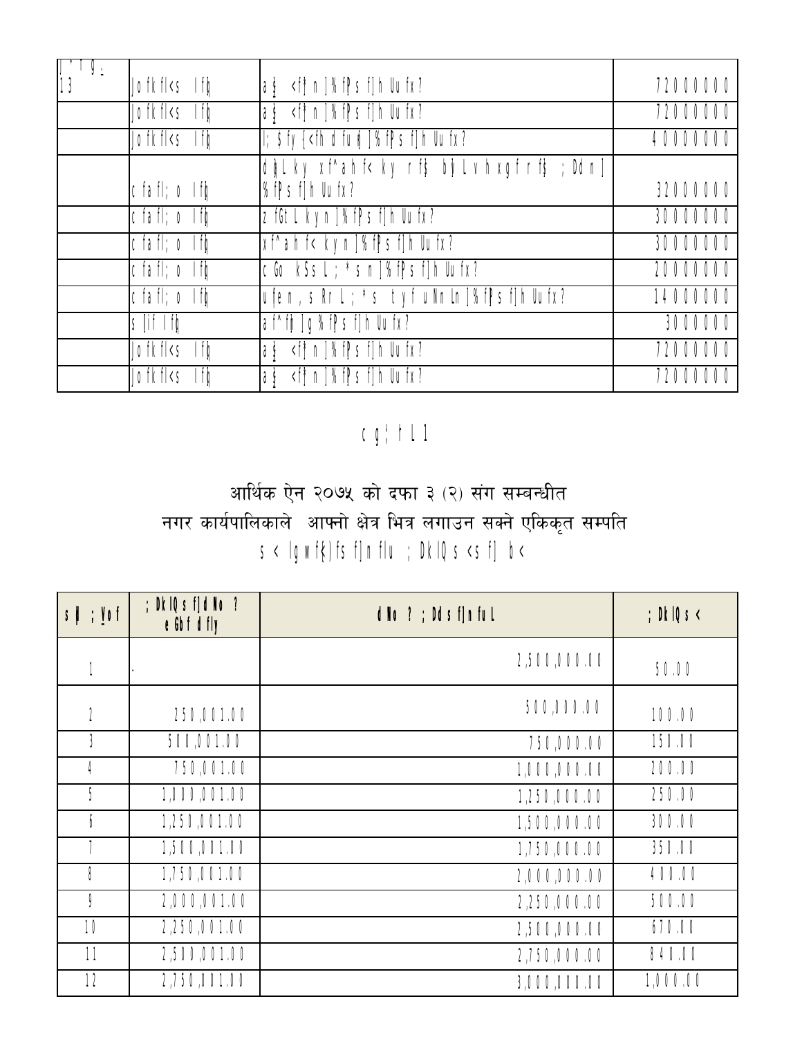| ]*Tg. 13 | Jofkfl<s lfj | a`| <fF]n]%fPs f]h Uufx? | 72000000 |
|---|---|---|---|
| | Jofkfl<s lfj | a`| <fF]n]%fPs f]h Uufx? | 72000000 |
| | Jofkfl<s lfj | l; Sfy{<fh dfu¥]%fPs f]h Uufx? | 40000000 |
| | cfafl; o lfj | d¥Lky xf^ahf< ky rf§ bÿLvhxgfrf§ ;Ddn] %fPs f]h Uufx? | 32000000 |
| | cfafl; o lfj | zfGtLkyn]%fPs f]h Uufx? | 30000000 |
| | cfafl; o lfj | xf^ahf< kyn]%fPs f]h Uufx? | 30000000 |
| | cfafl; o lfj | cGo kSsL;*sn]%fPs f]h Uufx? | 20000000 |
| | cfafl; o lfj | u[en,sRrL;*s tyf uNnLn]%fPs f]h Uufx? | 14000000 |
| | s[lif lfj | af^fj]g%fPs f]h Uufx? | 3000000 |
| | Jofkfl<s lfj | a`| <fF]n]%fPs f]h Uufx? | 72000000 |
| | Jofkfl<s lfj | a`| <fF]n]%fPs f]h Uufx? | 72000000 |

cg';rL1

## आर्थिक ऐन २०७५ को दफा ३ (२) संग सम्बन्धीत
## नगर कार्यपालिकाले आफ्नो क्षेत्र भित्र लगाउन सक्ने एकिकृत सम्पति

s< lgwf{)fs f]n flu ;DklQ s<s f] b<

| s|= ;Vof | ;DklQ s f]d No ? eGbf dfly | d No ? ;Dds f]n fuL | ;DklQ s< |
|---|---|---|---|
| 1 | . | 2,500,000.00 | 50.00 |
| 2 | 250,001.00 | 500,000.00 | 100.00 |
| 3 | 500,001.00 | 750,000.00 | 150.00 |
| 4 | 750,001.00 | 1,000,000.00 | 200.00 |
| 5 | 1,000,001.00 | 1,250,000.00 | 250.00 |
| 6 | 1,250,001.00 | 1,500,000.00 | 300.00 |
| 7 | 1,500,001.00 | 1,750,000.00 | 350.00 |
| 8 | 1,750,001.00 | 2,000,000.00 | 400.00 |
| 9 | 2,000,001.00 | 2,250,000.00 | 500.00 |
| 10 | 2,250,001.00 | 2,500,000.00 | 670.00 |
| 11 | 2,500,001.00 | 2,750,000.00 | 840.00 |
| 12 | 2,750,001.00 | 3,000,000.00 | 1,000.00 |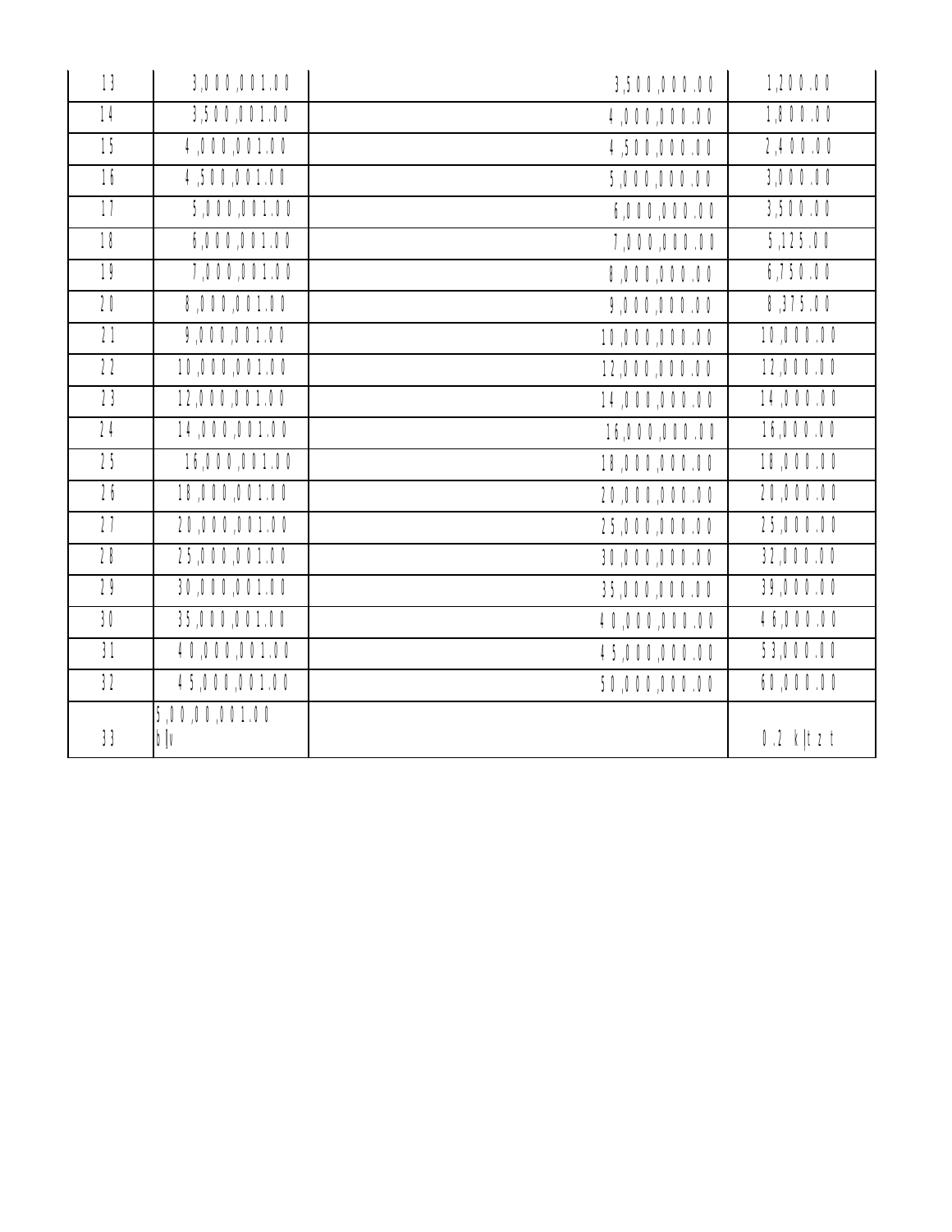| | | | |
|---|---|---|---|
| 13 | 3,000,001.00 | 3,500,000.00 | 1,200.00 |
| 14 | 3,500,001.00 | 4,000,000.00 | 1,800.00 |
| 15 | 4,000,001.00 | 4,500,000.00 | 2,400.00 |
| 16 | 4,500,001.00 | 5,000,000.00 | 3,000.00 |
| 17 | 5,000,001.00 | 6,000,000.00 | 3,500.00 |
| 18 | 6,000,001.00 | 7,000,000.00 | 5,125.00 |
| 19 | 7,000,001.00 | 8,000,000.00 | 6,750.00 |
| 20 | 8,000,001.00 | 9,000,000.00 | 8,375.00 |
| 21 | 9,000,001.00 | 10,000,000.00 | 10,000.00 |
| 22 | 10,000,001.00 | 12,000,000.00 | 12,000.00 |
| 23 | 12,000,001.00 | 14,000,000.00 | 14,000.00 |
| 24 | 14,000,001.00 | 16,000,000.00 | 16,000.00 |
| 25 | 16,000,001.00 | 18,000,000.00 | 18,000.00 |
| 26 | 18,000,001.00 | 20,000,000.00 | 20,000.00 |
| 27 | 20,000,001.00 | 25,000,000.00 | 25,000.00 |
| 28 | 25,000,001.00 | 30,000,000.00 | 32,000.00 |
| 29 | 30,000,001.00 | 35,000,000.00 | 39,000.00 |
| 30 | 35,000,001.00 | 40,000,000.00 | 46,000.00 |
| 31 | 40,000,001.00 | 45,000,000.00 | 53,000.00 |
| 32 | 45,000,001.00 | 50,000,000.00 | 60,000.00 |
| 33 | 5,00,00,001.00 b|v | | 0.2 k|tzt |